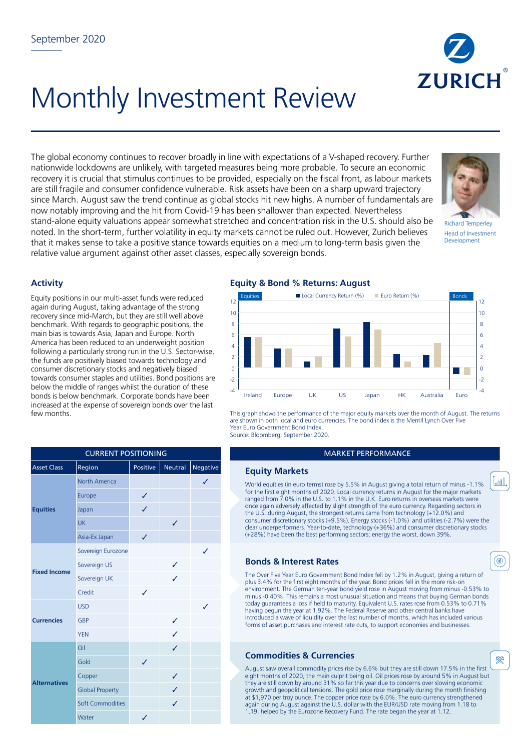September 2020

# Monthly Investment Review

The global economy continues to recover broadly in line with expectations of a V-shaped recovery. Further nationwide lockdowns are unlikely, with targeted measures being more probable. To secure an economic recovery it is crucial that stimulus continues to be provided, especially on the fiscal front, as labour markets are still fragile and consumer confidence vulnerable. Risk assets have been on a sharp upward trajectory since March. August saw the trend continue as global stocks hit new highs. A number of fundamentals are now notably improving and the hit from Covid-19 has been shallower than expected. Nevertheless stand-alone equity valuations appear somewhat stretched and concentration risk in the U.S. should also be noted. In the short-term, further volatility in equity markets cannot be ruled out. However, Zurich believes that it makes sense to take a positive stance towards equities on a medium to long-term basis given the relative value argument against other asset classes, especially sovereign bonds.

Richard Temperley
Head of Investment Development

## Activity

Equity positions in our multi-asset funds were reduced again during August, taking advantage of the strong recovery since mid-March, but they are still well above benchmark. With regards to geographic positions, the main bias is towards Asia, Japan and Europe. North America has been reduced to an underweight position following a particularly strong run in the U.S. Sector-wise, the funds are positively biased towards technology and consumer discretionary stocks and negatively biased towards consumer staples and utilities. Bond positions are below the middle of ranges whilst the duration of these bonds is below benchmark. Corporate bonds have been increased at the expense of sovereign bonds over the last few months.

## Equity & Bond % Returns: August

This graph shows the performance of the major equity markets over the month of August. The returns are shown in both local and euro currencies. The bond index is the Merrill Lynch Over Five Year Euro Government Bond Index.
Source: Bloomberg, September 2020.

| CURRENT POSITIONING | | | | |
|---|---|---|---|---|
| **Asset Class** | **Region** | **Positive** | **Neutral** | **Negative** |
| **Equities** | North America | | | ✓ |
| | Europe | ✓ | | |
| | Japan | ✓ | | |
| | UK | | ✓ | |
| | Asia-Ex Japan | ✓ | | |
| **Fixed Income** | Sovereign Eurozone | | | ✓ |
| | Sovereign US | | ✓ | |
| | Sovereign UK | | ✓ | |
| | Credit | ✓ | | |
| **Currencies** | USD | | | ✓ |
| | GBP | | ✓ | |
| | YEN | | ✓ | |
| **Alternatives** | Oil | | ✓ | |
| | Gold | ✓ | | |
| | Copper | | ✓ | |
| | Global Property | | ✓ | |
| | Soft Commodities | | ✓ | |
| | Water | ✓ | | |

## MARKET PERFORMANCE

### Equity Markets

World equities (in euro terms) rose by 5.5% in August giving a total return of minus -1.1% for the first eight months of 2020. Local currency returns in August for the major markets ranged from 7.0% in the U.S. to 1.1% in the U.K. Euro returns in overseas markets were once again adversely affected by slight strength of the euro currency. Regarding sectors in the U.S. during August, the strongest returns came from technology (+12.0%) and consumer discretionary stocks (+9.5%). Energy stocks (-1.0%) and utilities (-2.7%) were the clear underperformers. Year-to-date, technology (+36%) and consumer discretionary stocks (+28%) have been the best performing sectors; energy the worst, down 39%.

### Bonds & Interest Rates

The Over Five Year Euro Government Bond Index fell by 1.2% in August, giving a return of plus 3.4% for the first eight months of the year. Bond prices fell in the more risk-on environment. The German ten-year bond yield rose in August moving from minus -0.53% to minus -0.40%. This remains a most unusual situation and means that buying German bonds today guarantees a loss if held to maturity. Equivalent U.S. rates rose from 0.53% to 0.71% having begun the year at 1.92%. The Federal Reserve and other central banks have introduced a wave of liquidity over the last number of months, which has included various forms of asset purchases and interest rate cuts, to support economies and businesses.

### Commodities & Currencies

August saw overall commodity prices rise by 6.6% but they are still down 17.5% in the first eight months of 2020, the main culprit being oil. Oil prices rose by around 5% in August but they are still down by around 31% so far this year due to concerns over slowing economic growth and geopolitical tensions. The gold price rose marginally during the month finishing at $1,970 per troy ounce. The copper price rose by 6.0%. The euro currency strengthened again during August against the U.S. dollar with the EUR/USD rate moving from 1.18 to 1.19, helped by the Eurozone Recovery Fund. The rate began the year at 1.12.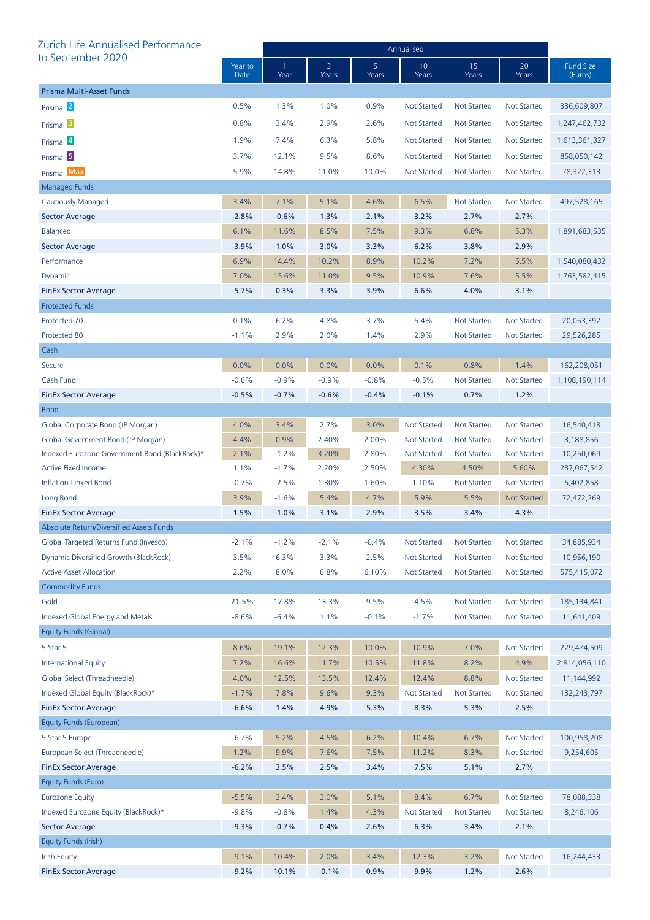## Zurich Life Annualised Performance to September 2020

| | Year to Date | Annualised | | | | | | Fund Size (Euros) |
|---|---|---|---|---|---|---|---|---|
| | | 1 Year | 3 Years | 5 Years | 10 Years | 15 Years | 20 Years | |
| **Prisma Multi-Asset Funds** | | | | | | | | |
| Prisma 2 | 0.5% | 1.3% | 1.0% | 0.9% | Not Started | Not Started | Not Started | 336,609,807 |
| Prisma 3 | 0.8% | 3.4% | 2.9% | 2.6% | Not Started | Not Started | Not Started | 1,247,462,732 |
| Prisma 4 | 1.9% | 7.4% | 6.3% | 5.8% | Not Started | Not Started | Not Started | 1,613,361,327 |
| Prisma 5 | 3.7% | 12.1% | 9.5% | 8.6% | Not Started | Not Started | Not Started | 858,050,142 |
| Prisma Max | 5.9% | 14.8% | 11.0% | 10.0% | Not Started | Not Started | Not Started | 78,322,313 |
| Managed Funds | | | | | | | | |
| Cautiously Managed | 3.4% | 7.1% | 5.1% | 4.6% | 6.5% | Not Started | Not Started | 497,528,165 |
| **Sector Average** | **-2.8%** | **-0.6%** | **1.3%** | **2.1%** | **3.2%** | **2.7%** | **2.7%** | |
| Balanced | 6.1% | 11.6% | 8.5% | 7.5% | 9.3% | 6.8% | 5.3% | 1,891,683,535 |
| **Sector Average** | **-3.9%** | **1.0%** | **3.0%** | **3.3%** | **6.2%** | **3.8%** | **2.9%** | |
| Performance | 6.9% | 14.4% | 10.2% | 8.9% | 10.2% | 7.2% | 5.5% | 1,540,080,432 |
| Dynamic | 7.0% | 15.6% | 11.0% | 9.5% | 10.9% | 7.6% | 5.5% | 1,763,582,415 |
| **FinEx Sector Average** | **-5.7%** | **0.3%** | **3.3%** | **3.9%** | **6.6%** | **4.0%** | **3.1%** | |
| Protected Funds | | | | | | | | |
| Protected 70 | 0.1% | 6.2% | 4.8% | 3.7% | 5.4% | Not Started | Not Started | 20,053,392 |
| Protected 80 | -1.1% | 2.9% | 2.0% | 1.4% | 2.9% | Not Started | Not Started | 29,526,285 |
| Cash | | | | | | | | |
| Secure | 0.0% | 0.0% | 0.0% | 0.0% | 0.1% | 0.8% | 1.4% | 162,208,051 |
| Cash Fund | -0.6% | -0.9% | -0.9% | -0.8% | -0.5% | Not Started | Not Started | 1,108,190,114 |
| **FinEx Sector Average** | **-0.5%** | **-0.7%** | **-0.6%** | **-0.4%** | **-0.1%** | **0.7%** | **1.2%** | |
| Bond | | | | | | | | |
| Global Corporate Bond (JP Morgan) | 4.0% | 3.4% | 2.7% | 3.0% | Not Started | Not Started | Not Started | 16,540,418 |
| Global Government Bond (JP Morgan) | 4.4% | 0.9% | 2.40% | 2.00% | Not Started | Not Started | Not Started | 3,188,856 |
| Indexed Eurozone Government Bond (BlackRock)* | 2.1% | -1.2% | 3.20% | 2.80% | Not Started | Not Started | Not Started | 10,250,069 |
| Active Fixed Income | 1.1% | -1.7% | 2.20% | 2.50% | 4.30% | 4.50% | 5.60% | 237,067,542 |
| Inflation-Linked Bond | -0.7% | -2.5% | 1.30% | 1.60% | 1.10% | Not Started | Not Started | 5,402,858 |
| Long Bond | 3.9% | -1.6% | 5.4% | 4.7% | 5.9% | 5.5% | Not Started | 72,472,269 |
| **FinEx Sector Average** | **1.5%** | **-1.0%** | **3.1%** | **2.9%** | **3.5%** | **3.4%** | **4.3%** | |
| Absolute Return/Diversified Assets Funds | | | | | | | | |
| Global Targeted Returns Fund (Invesco) | -2.1% | -1.2% | -2.1% | -0.4% | Not Started | Not Started | Not Started | 34,885,934 |
| Dynamic Diversified Growth (BlackRock) | 3.5% | 6.3% | 3.3% | 2.5% | Not Started | Not Started | Not Started | 10,956,190 |
| Active Asset Allocation | 2.2% | 8.0% | 6.8% | 6.10% | Not Started | Not Started | Not Started | 575,415,072 |
| Commodity Funds | | | | | | | | |
| Gold | 21.5% | 17.8% | 13.3% | 9.5% | 4.5% | Not Started | Not Started | 185,134,841 |
| Indexed Global Energy and Metals | -8.6% | -6.4% | 1.1% | -0.1% | -1.7% | Not Started | Not Started | 11,641,409 |
| Equity Funds (Global) | | | | | | | | |
| 5 Star 5 | 8.6% | 19.1% | 12.3% | 10.0% | 10.9% | 7.0% | Not Started | 229,474,509 |
| International Equity | 7.2% | 16.6% | 11.7% | 10.5% | 11.8% | 8.2% | 4.9% | 2,814,056,110 |
| Global Select (Threadneedle) | 4.0% | 12.5% | 13.5% | 12.4% | 12.4% | 8.8% | Not Started | 11,144,992 |
| Indexed Global Equity (BlackRock)* | -1.7% | 7.8% | 9.6% | 9.3% | Not Started | Not Started | Not Started | 132,243,797 |
| **FinEx Sector Average** | **-6.6%** | **1.4%** | **4.9%** | **5.3%** | **8.3%** | **5.3%** | **2.5%** | |
| Equity Funds (European) | | | | | | | | |
| 5 Star 5 Europe | -6.7% | 5.2% | 4.5% | 6.2% | 10.4% | 6.7% | Not Started | 100,958,208 |
| European Select (Threadneedle) | 1.2% | 9.9% | 7.6% | 7.5% | 11.2% | 8.3% | Not Started | 9,254,605 |
| **FinEx Sector Average** | **-6.2%** | **3.5%** | **2.5%** | **3.4%** | **7.5%** | **5.1%** | **2.7%** | |
| Equity Funds (Euro) | | | | | | | | |
| Eurozone Equity | -5.5% | 3.4% | 3.0% | 5.1% | 8.4% | 6.7% | Not Started | 78,088,338 |
| Indexed Eurozone Equity (BlackRock)* | -9.8% | -0.8% | 1.4% | 4.3% | Not Started | Not Started | Not Started | 8,246,106 |
| **Sector Average** | **-9.3%** | **-0.7%** | **0.4%** | **2.6%** | **6.3%** | **3.4%** | **2.1%** | |
| Equity Funds (Irish) | | | | | | | | |
| Irish Equity | -9.1% | 10.4% | 2.0% | 3.4% | 12.3% | 3.2% | Not Started | 16,244,433 |
| **FinEx Sector Average** | **-9.2%** | **10.1%** | **-0.1%** | **0.9%** | **9.9%** | **1.2%** | **2.6%** | |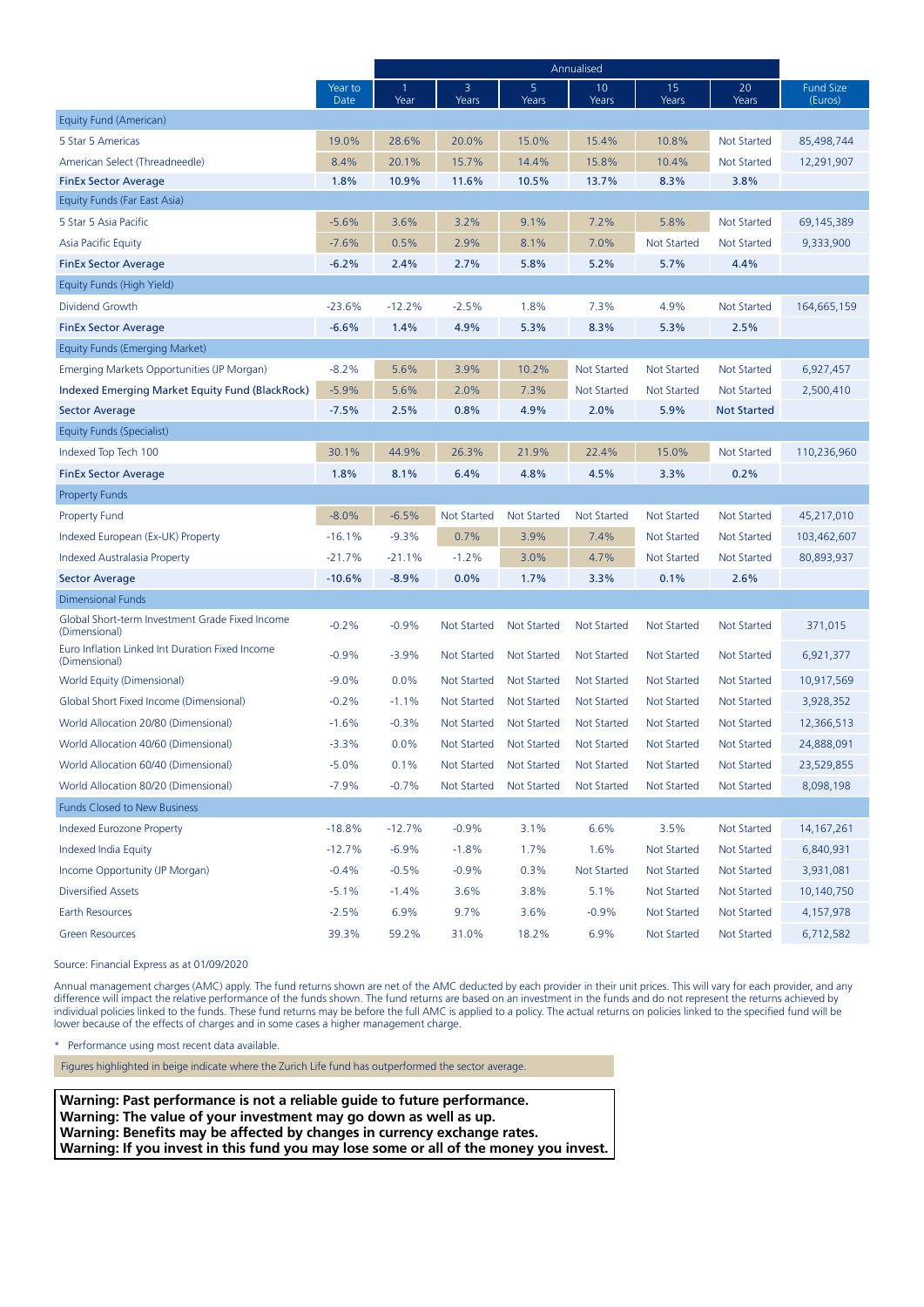| | | Annualised | | | | | | |
|---|---|---|---|---|---|---|---|---|
| | Year to Date | 1 Year | 3 Years | 5 Years | 10 Years | 15 Years | 20 Years | Fund Size (Euros) |
| Equity Fund (American) | | | | | | | | |
| 5 Star 5 Americas | 19.0% | 28.6% | 20.0% | 15.0% | 15.4% | 10.8% | Not Started | 85,498,744 |
| American Select (Threadneedle) | 8.4% | 20.1% | 15.7% | 14.4% | 15.8% | 10.4% | Not Started | 12,291,907 |
| **FinEx Sector Average** | **1.8%** | **10.9%** | **11.6%** | **10.5%** | **13.7%** | **8.3%** | **3.8%** | |
| Equity Funds (Far East Asia) | | | | | | | | |
| 5 Star 5 Asia Pacific | -5.6% | 3.6% | 3.2% | 9.1% | 7.2% | 5.8% | Not Started | 69,145,389 |
| Asia Pacific Equity | -7.6% | 0.5% | 2.9% | 8.1% | 7.0% | Not Started | Not Started | 9,333,900 |
| **FinEx Sector Average** | **-6.2%** | **2.4%** | **2.7%** | **5.8%** | **5.2%** | **5.7%** | **4.4%** | |
| Equity Funds (High Yield) | | | | | | | | |
| Dividend Growth | -23.6% | -12.2% | -2.5% | 1.8% | 7.3% | 4.9% | Not Started | 164,665,159 |
| **FinEx Sector Average** | **-6.6%** | **1.4%** | **4.9%** | **5.3%** | **8.3%** | **5.3%** | **2.5%** | |
| Equity Funds (Emerging Market) | | | | | | | | |
| Emerging Markets Opportunities (JP Morgan) | -8.2% | 5.6% | 3.9% | 10.2% | Not Started | Not Started | Not Started | 6,927,457 |
| Indexed Emerging Market Equity Fund (BlackRock) | -5.9% | 5.6% | 2.0% | 7.3% | Not Started | Not Started | Not Started | 2,500,410 |
| **Sector Average** | **-7.5%** | **2.5%** | **0.8%** | **4.9%** | **2.0%** | **5.9%** | **Not Started** | |
| Equity Funds (Specialist) | | | | | | | | |
| Indexed Top Tech 100 | 30.1% | 44.9% | 26.3% | 21.9% | 22.4% | 15.0% | Not Started | 110,236,960 |
| **FinEx Sector Average** | **1.8%** | **8.1%** | **6.4%** | **4.8%** | **4.5%** | **3.3%** | **0.2%** | |
| Property Funds | | | | | | | | |
| Property Fund | -8.0% | -6.5% | Not Started | Not Started | Not Started | Not Started | Not Started | 45,217,010 |
| Indexed European (Ex-UK) Property | -16.1% | -9.3% | 0.7% | 3.9% | 7.4% | Not Started | Not Started | 103,462,607 |
| Indexed Australasia Property | -21.7% | -21.1% | -1.2% | 3.0% | 4.7% | Not Started | Not Started | 80,893,937 |
| **Sector Average** | **-10.6%** | **-8.9%** | **0.0%** | **1.7%** | **3.3%** | **0.1%** | **2.6%** | |
| Dimensional Funds | | | | | | | | |
| Global Short-term Investment Grade Fixed Income (Dimensional) | -0.2% | -0.9% | Not Started | Not Started | Not Started | Not Started | Not Started | 371,015 |
| Euro Inflation Linked Int Duration Fixed Income (Dimensional) | -0.9% | -3.9% | Not Started | Not Started | Not Started | Not Started | Not Started | 6,921,377 |
| World Equity (Dimensional) | -9.0% | 0.0% | Not Started | Not Started | Not Started | Not Started | Not Started | 10,917,569 |
| Global Short Fixed Income (Dimensional) | -0.2% | -1.1% | Not Started | Not Started | Not Started | Not Started | Not Started | 3,928,352 |
| World Allocation 20/80 (Dimensional) | -1.6% | -0.3% | Not Started | Not Started | Not Started | Not Started | Not Started | 12,366,513 |
| World Allocation 40/60 (Dimensional) | -3.3% | 0.0% | Not Started | Not Started | Not Started | Not Started | Not Started | 24,888,091 |
| World Allocation 60/40 (Dimensional) | -5.0% | 0.1% | Not Started | Not Started | Not Started | Not Started | Not Started | 23,529,855 |
| World Allocation 80/20 (Dimensional) | -7.9% | -0.7% | Not Started | Not Started | Not Started | Not Started | Not Started | 8,098,198 |
| Funds Closed to New Business | | | | | | | | |
| Indexed Eurozone Property | -18.8% | -12.7% | -0.9% | 3.1% | 6.6% | 3.5% | Not Started | 14,167,261 |
| Indexed India Equity | -12.7% | -6.9% | -1.8% | 1.7% | 1.6% | Not Started | Not Started | 6,840,931 |
| Income Opportunity (JP Morgan) | -0.4% | -0.5% | -0.9% | 0.3% | Not Started | Not Started | Not Started | 3,931,081 |
| Diversified Assets | -5.1% | -1.4% | 3.6% | 3.8% | 5.1% | Not Started | Not Started | 10,140,750 |
| Earth Resources | -2.5% | 6.9% | 9.7% | 3.6% | -0.9% | Not Started | Not Started | 4,157,978 |
| Green Resources | 39.3% | 59.2% | 31.0% | 18.2% | 6.9% | Not Started | Not Started | 6,712,582 |

Source: Financial Express as at 01/09/2020

Annual management charges (AMC) apply. The fund returns shown are net of the AMC deducted by each provider in their unit prices. This will vary for each provider, and any difference will impact the relative performance of the funds shown. The fund returns are based on an investment in the funds and do not represent the returns achieved by individual policies linked to the funds. These fund returns may be before the full AMC is applied to a policy. The actual returns on policies linked to the specified fund will be lower because of the effects of charges and in some cases a higher management charge.

* Performance using most recent data available.

Figures highlighted in beige indicate where the Zurich Life fund has outperformed the sector average.

**Warning: Past performance is not a reliable guide to future performance.**
**Warning: The value of your investment may go down as well as up.**
**Warning: Benefits may be affected by changes in currency exchange rates.**
**Warning: If you invest in this fund you may lose some or all of the money you invest.**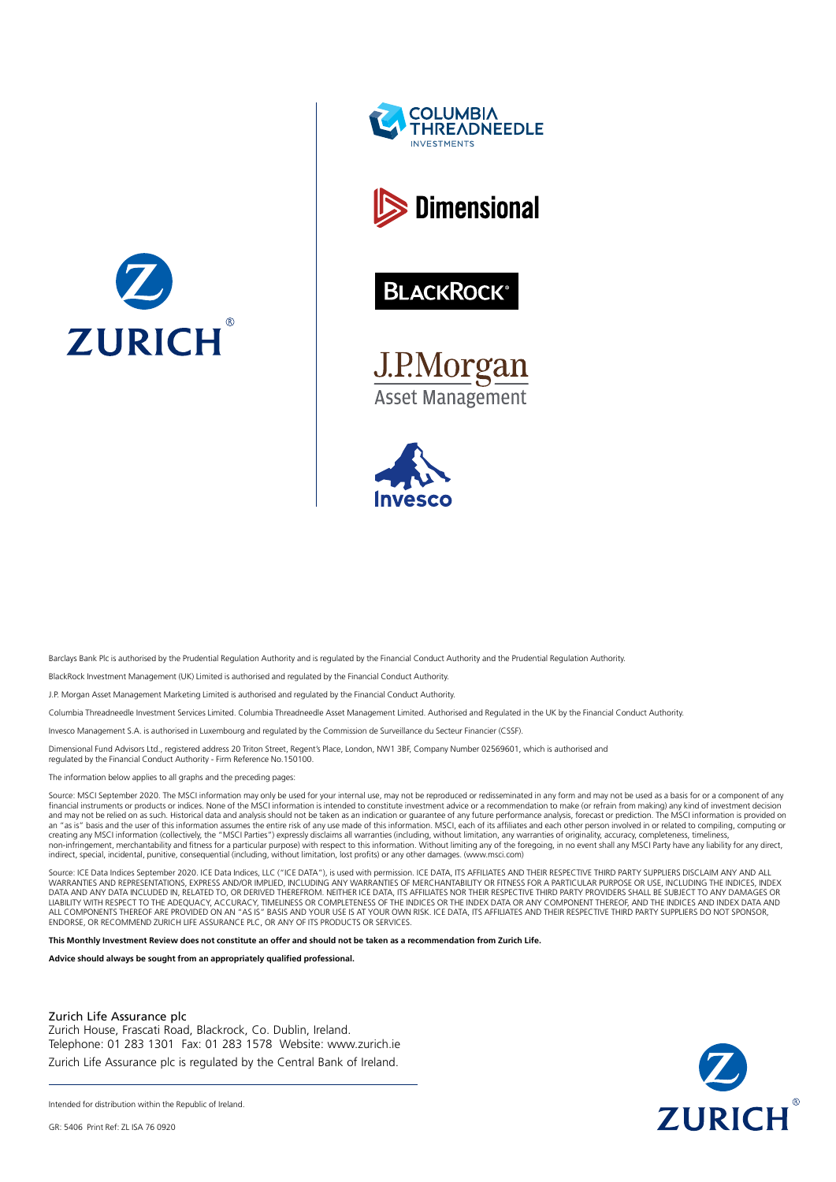Barclays Bank Plc is authorised by the Prudential Regulation Authority and is regulated by the Financial Conduct Authority and the Prudential Regulation Authority.

BlackRock Investment Management (UK) Limited is authorised and regulated by the Financial Conduct Authority.

J.P. Morgan Asset Management Marketing Limited is authorised and regulated by the Financial Conduct Authority.

Columbia Threadneedle Investment Services Limited. Columbia Threadneedle Asset Management Limited. Authorised and Regulated in the UK by the Financial Conduct Authority.

Invesco Management S.A. is authorised in Luxembourg and regulated by the Commission de Surveillance du Secteur Financier (CSSF).

Dimensional Fund Advisors Ltd., registered address 20 Triton Street, Regent's Place, London, NW1 3BF, Company Number 02569601, which is authorised and regulated by the Financial Conduct Authority - Firm Reference No.150100.

The information below applies to all graphs and the preceding pages:

Source: MSCI September 2020. The MSCI information may only be used for your internal use, may not be reproduced or redisseminated in any form and may not be used as a basis for or a component of any financial instruments or products or indices. None of the MSCI information is intended to constitute investment advice or a recommendation to make (or refrain from making) any kind of investment decision and may not be relied on as such. Historical data and analysis should not be taken as an indication or guarantee of any future performance analysis, forecast or prediction. The MSCI information is provided on an "as is" basis and the user of this information assumes the entire risk of any use made of this information. MSCI, each of its affiliates and each other person involved in or related to compiling, computing or creating any MSCI information (collectively, the "MSCI Parties") expressly disclaims all warranties (including, without limitation, any warranties of originality, accuracy, completeness, timeliness, non-infringement, merchantability and fitness for a particular purpose) with respect to this information. Without limiting any of the foregoing, in no event shall any MSCI Party have any liability for any direct, indirect, special, incidental, punitive, consequential (including, without limitation, lost profits) or any other damages. (www.msci.com)

Source: ICE Data Indices September 2020. ICE Data Indices, LLC ("ICE DATA"), is used with permission. ICE DATA, ITS AFFILIATES AND THEIR RESPECTIVE THIRD PARTY SUPPLIERS DISCLAIM ANY AND ALL WARRANTIES AND REPRESENTATIONS, EXPRESS AND/OR IMPLIED, INCLUDING ANY WARRANTIES OF MERCHANTABILITY OR FITNESS FOR A PARTICULAR PURPOSE OR USE, INCLUDING THE INDICES, INDEX DATA AND ANY DATA INCLUDED IN, RELATED TO, OR DERIVED THEREFROM. NEITHER ICE DATA, ITS AFFILIATES NOR THEIR RESPECTIVE THIRD PARTY PROVIDERS SHALL BE SUBJECT TO ANY DAMAGES OR LIABILITY WITH RESPECT TO THE ADEQUACY, ACCURACY, TIMELINESS OR COMPLETENESS OF THE INDICES OR THE INDEX DATA OR ANY COMPONENT THEREOF, AND THE INDICES AND INDEX DATA AND ALL COMPONENTS THEREOF ARE PROVIDED ON AN "AS IS" BASIS AND YOUR USE IS AT YOUR OWN RISK. ICE DATA, ITS AFFILIATES AND THEIR RESPECTIVE THIRD PARTY SUPPLIERS DO NOT SPONSOR, ENDORSE, OR RECOMMEND ZURICH LIFE ASSURANCE PLC, OR ANY OF ITS PRODUCTS OR SERVICES.

**This Monthly Investment Review does not constitute an offer and should not be taken as a recommendation from Zurich Life.**

**Advice should always be sought from an appropriately qualified professional.**

Zurich Life Assurance plc
Zurich House, Frascati Road, Blackrock, Co. Dublin, Ireland.
Telephone: 01 283 1301 Fax: 01 283 1578 Website: www.zurich.ie
Zurich Life Assurance plc is regulated by the Central Bank of Ireland.

Intended for distribution within the Republic of Ireland.

GR: 5406 Print Ref: ZL ISA 76 0920